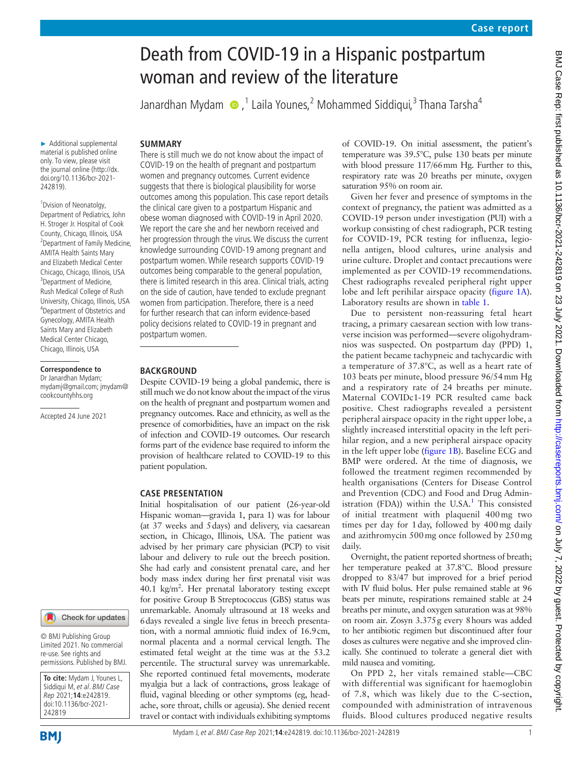Case report

# Death from COVID-19 in a Hispanic postpartum woman and review of the literature

Janardhan Mydam [1], Laila Younes,[2] Mohammed Siddiqui,[3] Thana Tarsha[4]

► Additional supplemental material is published online only. To view, please visit the journal online (http://dx.doi.org/10.1136/bcr-2021-242819).

[1]Division of Neonatolgy, Department of Pediatrics, John H. Stroger Jr. Hospital of Cook County, Chicago, Illinois, USA
[2]Department of Family Medicine, AMITA Health Saints Mary and Elizabeth Medical Center Chicago, Chicago, Illinois, USA
[3]Department of Medicine, Rush Medical College of Rush University, Chicago, Illinois, USA
[4]Department of Obstetrics and Gynecology, AMITA Health Saints Mary and Elizabeth Medical Center Chicago, Chicago, Illinois, USA

**Correspondence to**
Dr Janardhan Mydam; mydamj@gmail.com; jmydam@cookcountyhhs.org

Accepted 24 June 2021

© BMJ Publishing Group Limited 2021. No commercial re-use. See rights and permissions. Published by BMJ.

**To cite:** Mydam J, Younes L, Siddiqui M, *et al*. *BMJ Case Rep* 2021;**14**:e242819. doi:10.1136/bcr-2021-242819

## SUMMARY

There is still much we do not know about the impact of COVID-19 on the health of pregnant and postpartum women and pregnancy outcomes. Current evidence suggests that there is biological plausibility for worse outcomes among this population. This case report details the clinical care given to a postpartum Hispanic and obese woman diagnosed with COVID-19 in April 2020. We report the care she and her newborn received and her progression through the virus. We discuss the current knowledge surrounding COVID-19 among pregnant and postpartum women. While research supports COVID-19 outcomes being comparable to the general population, there is limited research in this area. Clinical trials, acting on the side of caution, have tended to exclude pregnant women from participation. Therefore, there is a need for further research that can inform evidence-based policy decisions related to COVID-19 in pregnant and postpartum women.

## BACKGROUND

Despite COVID-19 being a global pandemic, there is still much we do not know about the impact of the virus on the health of pregnant and postpartum women and pregnancy outcomes. Race and ethnicity, as well as the presence of comorbidities, have an impact on the risk of infection and COVID-19 outcomes. Our research forms part of the evidence base required to inform the provision of healthcare related to COVID-19 to this patient population.

## CASE PRESENTATION

Initial hospitalisation of our patient (26-year-old Hispanic woman—gravida 1, para 1) was for labour (at 37 weeks and 5 days) and delivery, via caesarean section, in Chicago, Illinois, USA. The patient was advised by her primary care physician (PCP) to visit labour and delivery to rule out the breech position. She had early and consistent prenatal care, and her body mass index during her first prenatal visit was 40.1 kg/m$^2$. Her prenatal laboratory testing except for positive Group B Streptococcus (GBS) status was unremarkable. Anomaly ultrasound at 18 weeks and 6 days revealed a single live fetus in breech presentation, with a normal amniotic fluid index of 16.9 cm, normal placenta and a normal cervical length. The estimated fetal weight at the time was at the 53.2 percentile. The structural survey was unremarkable. She reported continued fetal movements, moderate myalgia but a lack of contractions, gross leakage of fluid, vaginal bleeding or other symptoms (eg, headache, sore throat, chills or ageusia). She denied recent travel or contact with individuals exhibiting symptoms of COVID-19. On initial assessment, the patient's temperature was 39.5°C, pulse 130 beats per minute with blood pressure 117/66 mm Hg. Further to this, respiratory rate was 20 breaths per minute, oxygen saturation 95% on room air.

Given her fever and presence of symptoms in the context of pregnancy, the patient was admitted as a COVID-19 person under investigation (PUI) with a workup consisting of chest radiograph, PCR testing for COVID-19, PCR testing for influenza, legionella antigen, blood cultures, urine analysis and urine culture. Droplet and contact precautions were implemented as per COVID-19 recommendations. Chest radiographs revealed peripheral right upper lobe and left perihilar airspace opacity (figure 1A). Laboratory results are shown in table 1.

Due to persistent non-reassuring fetal heart tracing, a primary caesarean section with low transverse incision was performed—severe oligohydramnios was suspected. On postpartum day (PPD) 1, the patient became tachypneic and tachycardic with a temperature of 37.8°C, as well as a heart rate of 103 beats per minute, blood pressure 96/54 mm Hg and a respiratory rate of 24 breaths per minute. Maternal COVIDc1-19 PCR resulted came back positive. Chest radiographs revealed a persistent peripheral airspace opacity in the right upper lobe, a slightly increased interstitial opacity in the left perihilar region, and a new peripheral airspace opacity in the left upper lobe (figure 1B). Baseline ECG and BMP were ordered. At the time of diagnosis, we followed the treatment regimen recommended by health organisations (Centers for Disease Control and Prevention (CDC) and Food and Drug Administration (FDA)) within the U.SA.[1] This consisted of initial treatment with plaquenil 400 mg two times per day for 1 day, followed by 400 mg daily and azithromycin 500 mg once followed by 250 mg daily.

Overnight, the patient reported shortness of breath; her temperature peaked at 37.8°C. Blood pressure dropped to 83/47 but improved for a brief period with IV fluid bolus. Her pulse remained stable at 96 beats per minute, respirations remained stable at 24 breaths per minute, and oxygen saturation was at 98% on room air. Zosyn 3.375 g every 8 hours was added to her antibiotic regimen but discontinued after four doses as cultures were negative and she improved clinically. She continued to tolerate a general diet with mild nausea and vomiting.

On PPD 2, her vitals remained stable—CBC with differential was significant for haemoglobin of 7.8, which was likely due to the C-section, compounded with administration of intravenous fluids. Blood cultures produced negative results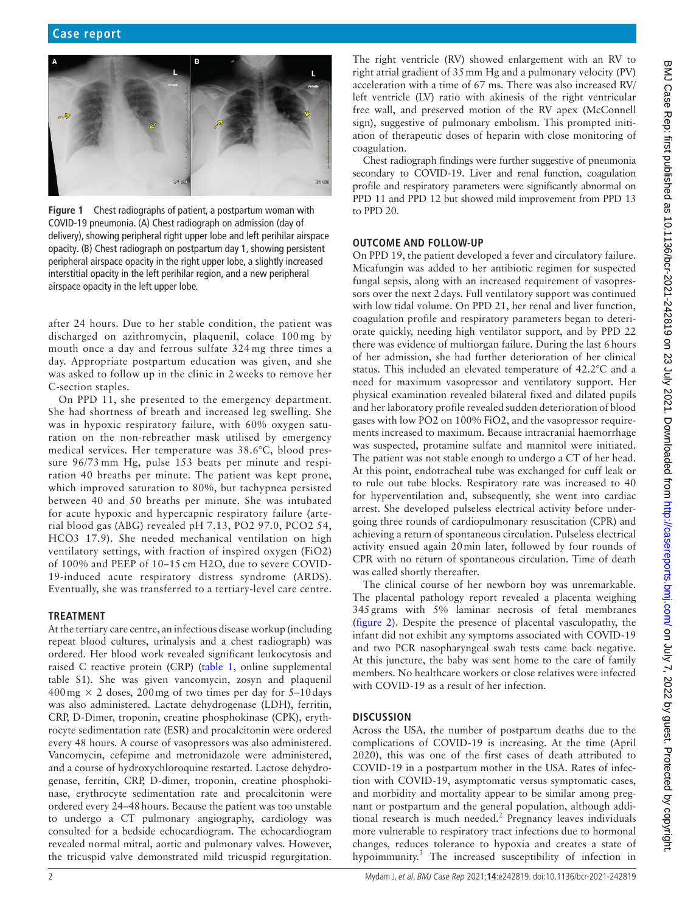Figure 1 Chest radiographs of patient, a postpartum woman with COVID-19 pneumonia. (A) Chest radiograph on admission (day of delivery), showing peripheral right upper lobe and left perihilar airspace opacity. (B) Chest radiograph on postpartum day 1, showing persistent peripheral airspace opacity in the right upper lobe, a slightly increased interstitial opacity in the left perihilar region, and a new peripheral airspace opacity in the left upper lobe.

after 24 hours. Due to her stable condition, the patient was discharged on azithromycin, plaquenil, colace 100 mg by mouth once a day and ferrous sulfate 324 mg three times a day. Appropriate postpartum education was given, and she was asked to follow up in the clinic in 2 weeks to remove her C-section staples.

On PPD 11, she presented to the emergency department. She had shortness of breath and increased leg swelling. She was in hypoxic respiratory failure, with 60% oxygen saturation on the non-rebreather mask utilised by emergency medical services. Her temperature was 38.6°C, blood pressure 96/73 mm Hg, pulse 153 beats per minute and respiration 40 breaths per minute. The patient was kept prone, which improved saturation to 80%, but tachypnea persisted between 40 and 50 breaths per minute. She was intubated for acute hypoxic and hypercapnic respiratory failure (arterial blood gas (ABG) revealed pH 7.13, PO2 97.0, PCO2 54, HCO3 17.9). She needed mechanical ventilation on high ventilatory settings, with fraction of inspired oxygen (FiO2) of 100% and PEEP of 10–15 cm H2O, due to severe COVID-19-induced acute respiratory distress syndrome (ARDS). Eventually, she was transferred to a tertiary-level care centre.

## TREATMENT

At the tertiary care centre, an infectious disease workup (including repeat blood cultures, urinalysis and a chest radiograph) was ordered. Her blood work revealed significant leukocytosis and raised C reactive protein (CRP) (table 1, online supplemental table S1). She was given vancomycin, zosyn and plaquenil 400 mg × 2 doses, 200 mg of two times per day for 5–10 days was also administered. Lactate dehydrogenase (LDH), ferritin, CRP, D-Dimer, troponin, creatine phosphokinase (CPK), erythrocyte sedimentation rate (ESR) and procalcitonin were ordered every 48 hours. A course of vasopressors was also administered. Vancomycin, cefepime and metronidazole were administered, and a course of hydroxychloroquine restarted. Lactose dehydrogenase, ferritin, CRP, D-dimer, troponin, creatine phosphokinase, erythrocyte sedimentation rate and procalcitonin were ordered every 24–48 hours. Because the patient was too unstable to undergo a CT pulmonary angiography, cardiology was consulted for a bedside echocardiogram. The echocardiogram revealed normal mitral, aortic and pulmonary valves. However, the tricuspid valve demonstrated mild tricuspid regurgitation. The right ventricle (RV) showed enlargement with an RV to right atrial gradient of 35 mm Hg and a pulmonary velocity (PV) acceleration with a time of 67 ms. There was also increased RV/left ventricle (LV) ratio with akinesis of the right ventricular free wall, and preserved motion of the RV apex (McConnell sign), suggestive of pulmonary embolism. This prompted initiation of therapeutic doses of heparin with close monitoring of coagulation.

Chest radiograph findings were further suggestive of pneumonia secondary to COVID-19. Liver and renal function, coagulation profile and respiratory parameters were significantly abnormal on PPD 11 and PPD 12 but showed mild improvement from PPD 13 to PPD 20.

## OUTCOME AND FOLLOW-UP

On PPD 19, the patient developed a fever and circulatory failure. Micafungin was added to her antibiotic regimen for suspected fungal sepsis, along with an increased requirement of vasopressors over the next 2 days. Full ventilatory support was continued with low tidal volume. On PPD 21, her renal and liver function, coagulation profile and respiratory parameters began to deteriorate quickly, needing high ventilator support, and by PPD 22 there was evidence of multiorgan failure. During the last 6 hours of her admission, she had further deterioration of her clinical status. This included an elevated temperature of 42.2°C and a need for maximum vasopressor and ventilatory support. Her physical examination revealed bilateral fixed and dilated pupils and her laboratory profile revealed sudden deterioration of blood gases with low PO2 on 100% FiO2, and the vasopressor requirements increased to maximum. Because intracranial haemorrhage was suspected, protamine sulfate and mannitol were initiated. The patient was not stable enough to undergo a CT of her head. At this point, endotracheal tube was exchanged for cuff leak or to rule out tube blocks. Respiratory rate was increased to 40 for hyperventilation and, subsequently, she went into cardiac arrest. She developed pulseless electrical activity before undergoing three rounds of cardiopulmonary resuscitation (CPR) and achieving a return of spontaneous circulation. Pulseless electrical activity ensued again 20 min later, followed by four rounds of CPR with no return of spontaneous circulation. Time of death was called shortly thereafter.

The clinical course of her newborn boy was unremarkable. The placental pathology report revealed a placenta weighing 345 grams with 5% laminar necrosis of fetal membranes (figure 2). Despite the presence of placental vasculopathy, the infant did not exhibit any symptoms associated with COVID-19 and two PCR nasopharyngeal swab tests came back negative. At this juncture, the baby was sent home to the care of family members. No healthcare workers or close relatives were infected with COVID-19 as a result of her infection.

## DISCUSSION

Across the USA, the number of postpartum deaths due to the complications of COVID-19 is increasing. At the time (April 2020), this was one of the first cases of death attributed to COVID-19 in a postpartum mother in the USA. Rates of infection with COVID-19, asymptomatic versus symptomatic cases, and morbidity and mortality appear to be similar among pregnant or postpartum and the general population, although additional research is much needed.[2] Pregnancy leaves individuals more vulnerable to respiratory tract infections due to hormonal changes, reduces tolerance to hypoxia and creates a state of hypoimmunity.[3] The increased susceptibility of infection in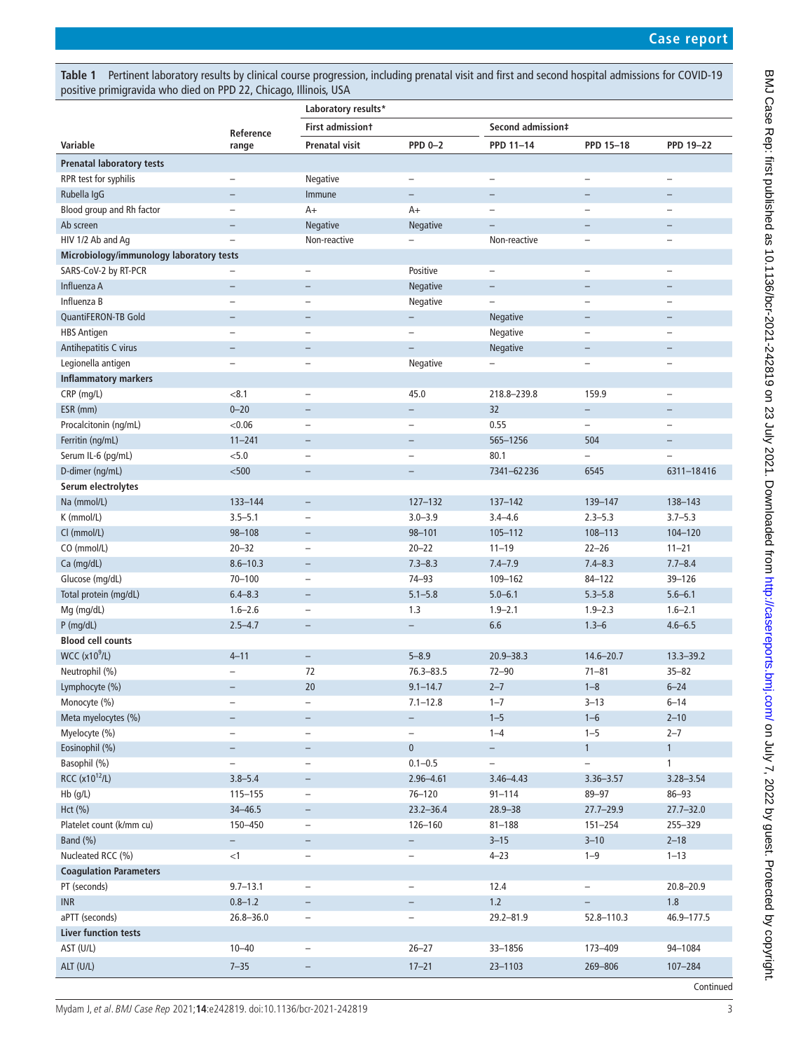**Table 1** Pertinent laboratory results by clinical course progression, including prenatal visit and first and second hospital admissions for COVID-19 positive primigravida who died on PPD 22, Chicago, Illinois, USA

| | | Laboratory results* | | | | |
|---|---|---|---|---|---|---|
| | | First admission† | | Second admission‡ | | |
| Variable | Reference range | Prenatal visit | PPD 0–2 | PPD 11–14 | PPD 15–18 | PPD 19–22 |
| **Prenatal laboratory tests** | | | | | | |
| RPR test for syphilis | – | Negative | – | – | – | – |
| Rubella IgG | – | Immune | – | – | – | – |
| Blood group and Rh factor | – | A+ | A+ | – | – | – |
| Ab screen | – | Negative | Negative | – | – | – |
| HIV 1/2 Ab and Ag | – | Non-reactive | – | Non-reactive | – | – |
| **Microbiology/immunology laboratory tests** | | | | | | |
| SARS-CoV-2 by RT-PCR | – | – | Positive | – | – | – |
| Influenza A | – | – | Negative | – | – | – |
| Influenza B | – | – | Negative | – | – | – |
| QuantiFERON-TB Gold | – | – | – | Negative | – | – |
| HBS Antigen | – | – | – | Negative | – | – |
| Antihepatitis C virus | – | – | – | Negative | – | – |
| Legionella antigen | – | – | Negative | – | – | – |
| **Inflammatory markers** | | | | | | |
| CRP (mg/L) | <8.1 | – | 45.0 | 218.8–239.8 | 159.9 | – |
| ESR (mm) | 0–20 | – | – | 32 | – | – |
| Procalcitonin (ng/mL) | <0.06 | – | – | 0.55 | – | – |
| Ferritin (ng/mL) | 11–241 | – | – | 565–1256 | 504 | – |
| Serum IL-6 (pg/mL) | <5.0 | – | – | 80.1 | – | – |
| D-dimer (ng/mL) | <500 | – | – | 7341–62 236 | 6545 | 6311–18 416 |
| **Serum electrolytes** | | | | | | |
| Na (mmol/L) | 133–144 | – | 127–132 | 137–142 | 139–147 | 138–143 |
| K (mmol/L) | 3.5–5.1 | – | 3.0–3.9 | 3.4–4.6 | 2.3–5.3 | 3.7–5.3 |
| Cl (mmol/L) | 98–108 | – | 98–101 | 105–112 | 108–113 | 104–120 |
| CO (mmol/L) | 20–32 | – | 20–22 | 11–19 | 22–26 | 11–21 |
| Ca (mg/dL) | 8.6–10.3 | – | 7.3–8.3 | 7.4–7.9 | 7.4–8.3 | 7.7–8.4 |
| Glucose (mg/dL) | 70–100 | – | 74–93 | 109–162 | 84–122 | 39–126 |
| Total protein (mg/dL) | 6.4–8.3 | – | 5.1–5.8 | 5.0–6.1 | 5.3–5.8 | 5.6–6.1 |
| Mg (mg/dL) | 1.6–2.6 | – | 1.3 | 1.9–2.1 | 1.9–2.3 | 1.6–2.1 |
| P (mg/dL) | 2.5–4.7 | – | – | 6.6 | 1.3–6 | 4.6–6.5 |
| **Blood cell counts** | | | | | | |
| WCC ($x10^9$/L) | 4–11 | – | 5–8.9 | 20.9–38.3 | 14.6–20.7 | 13.3–39.2 |
| Neutrophil (%) | – | 72 | 76.3–83.5 | 72–90 | 71–81 | 35–82 |
| Lymphocyte (%) | – | 20 | 9.1–14.7 | 2–7 | 1–8 | 6–24 |
| Monocyte (%) | – | – | 7.1–12.8 | 1–7 | 3–13 | 6–14 |
| Meta myelocytes (%) | – | – | – | 1–5 | 1–6 | 2–10 |
| Myelocyte (%) | – | – | – | 1–4 | 1–5 | 2–7 |
| Eosinophil (%) | – | – | 0 | – | 1 | 1 |
| Basophil (%) | – | – | 0.1–0.5 | – | – | 1 |
| RCC ($x10^{12}$/L) | 3.8–5.4 | – | 2.96–4.61 | 3.46–4.43 | 3.36–3.57 | 3.28–3.54 |
| Hb (g/L) | 115–155 | – | 76–120 | 91–114 | 89–97 | 86–93 |
| Hct (%) | 34–46.5 | – | 23.2–36.4 | 28.9–38 | 27.7–29.9 | 27.7–32.0 |
| Platelet count (k/mm cu) | 150–450 | – | 126–160 | 81–188 | 151–254 | 255–329 |
| Band (%) | – | – | – | 3–15 | 3–10 | 2–18 |
| Nucleated RCC (%) | <1 | – | – | 4–23 | 1–9 | 1–13 |
| **Coagulation Parameters** | | | | | | |
| PT (seconds) | 9.7–13.1 | – | – | 12.4 | – | 20.8–20.9 |
| INR | 0.8–1.2 | – | – | 1.2 | – | 1.8 |
| aPTT (seconds) | 26.8–36.0 | – | – | 29.2–81.9 | 52.8–110.3 | 46.9–177.5 |
| **Liver function tests** | | | | | | |
| AST (U/L) | 10–40 | – | 26–27 | 33–1856 | 173–409 | 94–1084 |
| ALT (U/L) | 7–35 | – | 17–21 | 23–1103 | 269–806 | 107–284 |

Continued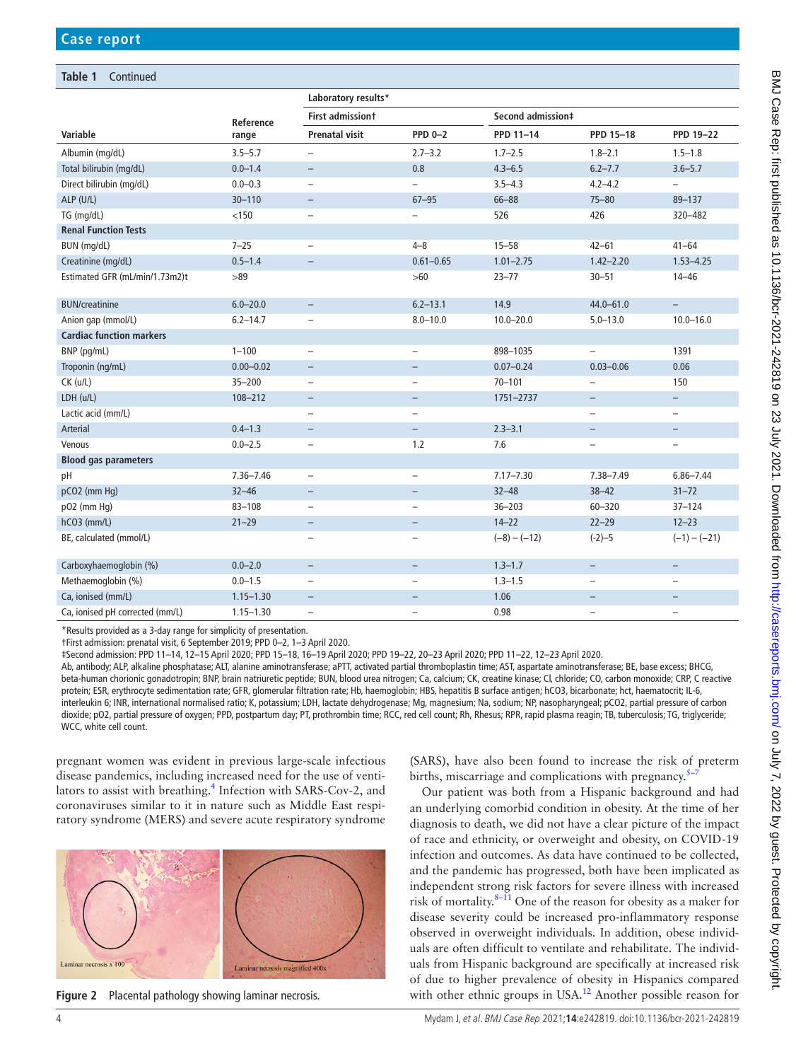**Table 1** Continued

| Variable | Reference range | Laboratory results* | | | | |
|---|---|---|---|---|---|---|
| | | First admission† | | Second admission‡ | | |
| | | Prenatal visit | PPD 0–2 | PPD 11–14 | PPD 15–18 | PPD 19–22 |
| Albumin (mg/dL) | 3.5–5.7 | – | 2.7–3.2 | 1.7–2.5 | 1.8–2.1 | 1.5–1.8 |
| Total bilirubin (mg/dL) | 0.0–1.4 | – | 0.8 | 4.3–6.5 | 6.2–7.7 | 3.6–5.7 |
| Direct bilirubin (mg/dL) | 0.0–0.3 | – | – | 3.5–4.3 | 4.2–4.2 | – |
| ALP (U/L) | 30–110 | – | 67–95 | 66–88 | 75–80 | 89–137 |
| TG (mg/dL) | <150 | – | – | 526 | 426 | 320–482 |
| **Renal Function Tests** | | | | | | |
| BUN (mg/dL) | 7–25 | – | 4–8 | 15–58 | 42–61 | 41–64 |
| Creatinine (mg/dL) | 0.5–1.4 | – | 0.61–0.65 | 1.01–2.75 | 1.42–2.20 | 1.53–4.25 |
| Estimated GFR (mL/min/1.73m2)t | >89 | | >60 | 23–77 | 30–51 | 14–46 |
| BUN/creatinine | 6.0–20.0 | – | 6.2–13.1 | 14.9 | 44.0–61.0 | – |
| Anion gap (mmol/L) | 6.2–14.7 | – | 8.0–10.0 | 10.0–20.0 | 5.0–13.0 | 10.0–16.0 |
| **Cardiac function markers** | | | | | | |
| BNP (pg/mL) | 1–100 | – | – | 898–1035 | – | 1391 |
| Troponin (ng/mL) | 0.00–0.02 | – | – | 0.07–0.24 | 0.03–0.06 | 0.06 |
| CK (u/L) | 35–200 | – | – | 70–101 | – | 150 |
| LDH (u/L) | 108–212 | – | – | 1751–2737 | – | – |
| Lactic acid (mm/L) | | – | – | | – | – |
| Arterial | 0.4–1.3 | – | – | 2.3–3.1 | – | – |
| Venous | 0.0–2.5 | – | 1.2 | 7.6 | – | – |
| **Blood gas parameters** | | | | | | |
| pH | 7.36–7.46 | – | – | 7.17–7.30 | 7.38–7.49 | 6.86–7.44 |
| pCO2 (mm Hg) | 32–46 | – | – | 32–48 | 38–42 | 31–72 |
| pO2 (mm Hg) | 83–108 | – | – | 36–203 | 60–320 | 37–124 |
| hCO3 (mm/L) | 21–29 | – | – | 14–22 | 22–29 | 12–23 |
| BE, calculated (mmol/L) | | – | – | (−8) – (−12) | (-2)–5 | (−1) – (−21) |
| Carboxyhaemoglobin (%) | 0.0–2.0 | – | – | 1.3–1.7 | – | – |
| Methaemoglobin (%) | 0.0–1.5 | – | – | 1.3–1.5 | – | – |
| Ca, ionised (mm/L) | 1.15–1.30 | – | – | 1.06 | – | – |
| Ca, ionised pH corrected (mm/L) | 1.15–1.30 | – | – | 0.98 | – | – |

*Results provided as a 3-day range for simplicity of presentation.
†First admission: prenatal visit, 6 September 2019; PPD 0–2, 1–3 April 2020.
‡Second admission: PPD 11–14, 12–15 April 2020; PPD 15–18, 16–19 April 2020; PPD 19–22, 20–23 April 2020; PPD 11–22, 12–23 April 2020.
Ab, antibody; ALP, alkaline phosphatase; ALT, alanine aminotransferase; aPTT, activated partial thromboplastin time; AST, aspartate aminotransferase; BE, base excess; BHCG, beta-human chorionic gonadotropin; BNP, brain natriuretic peptide; BUN, blood urea nitrogen; Ca, calcium; CK, creatine kinase; Cl, chloride; CO, carbon monoxide; CRP, C reactive protein; ESR, erythrocyte sedimentation rate; GFR, glomerular filtration rate; Hb, haemoglobin; HBS, hepatitis B surface antigen; hCO3, bicarbonate; hct, haematocrit; IL-6, interleukin 6; INR, international normalised ratio; K, potassium; LDH, lactate dehydrogenase; Mg, magnesium; Na, sodium; NP, nasopharyngeal; pCO2, partial pressure of carbon dioxide; pO2, partial pressure of oxygen; PPD, postpartum day; PT, prothrombin time; RCC, red cell count; Rh, Rhesus; RPR, rapid plasma reagin; TB, tuberculosis; TG, triglyceride; WCC, white cell count.

pregnant women was evident in previous large-scale infectious disease pandemics, including increased need for the use of ventilators to assist with breathing.[4] Infection with SARS-Cov-2, and coronaviruses similar to it in nature such as Middle East respiratory syndrome (MERS) and severe acute respiratory syndrome (SARS), have also been found to increase the risk of preterm births, miscarriage and complications with pregnancy.[5–7]

Figure 2 Placental pathology showing laminar necrosis.

Our patient was both from a Hispanic background and had an underlying comorbid condition in obesity. At the time of her diagnosis to death, we did not have a clear picture of the impact of race and ethnicity, or overweight and obesity, on COVID-19 infection and outcomes. As data have continued to be collected, and the pandemic has progressed, both have been implicated as independent strong risk factors for severe illness with increased risk of mortality.[8–11] One of the reason for obesity as a maker for disease severity could be increased pro-inflammatory response observed in overweight individuals. In addition, obese individuals are often difficult to ventilate and rehabilitate. The individuals from Hispanic background are specifically at increased risk of due to higher prevalence of obesity in Hispanics compared with other ethnic groups in USA.[12] Another possible reason for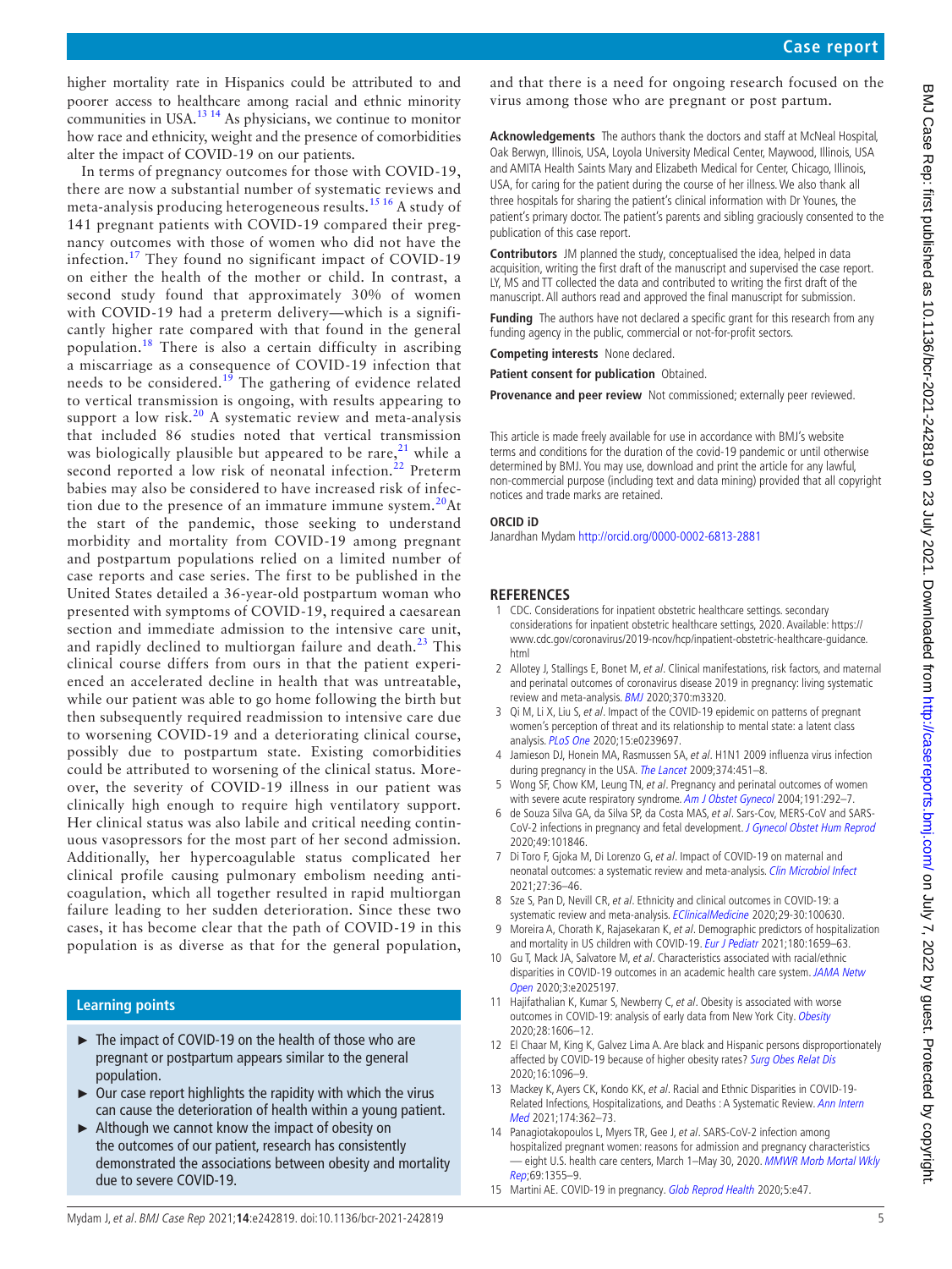higher mortality rate in Hispanics could be attributed to and poorer access to healthcare among racial and ethnic minority communities in USA.[13 14] As physicians, we continue to monitor how race and ethnicity, weight and the presence of comorbidities alter the impact of COVID-19 on our patients.

In terms of pregnancy outcomes for those with COVID-19, there are now a substantial number of systematic reviews and meta-analysis producing heterogeneous results.[15 16] A study of 141 pregnant patients with COVID-19 compared their pregnancy outcomes with those of women who did not have the infection.[17] They found no significant impact of COVID-19 on either the health of the mother or child. In contrast, a second study found that approximately 30% of women with COVID-19 had a preterm delivery—which is a significantly higher rate compared with that found in the general population.[18] There is also a certain difficulty in ascribing a miscarriage as a consequence of COVID-19 infection that needs to be considered.[19] The gathering of evidence related to vertical transmission is ongoing, with results appearing to support a low risk.[20] A systematic review and meta-analysis that included 86 studies noted that vertical transmission was biologically plausible but appeared to be rare,[21] while a second reported a low risk of neonatal infection.[22] Preterm babies may also be considered to have increased risk of infection due to the presence of an immature immune system.[20] At the start of the pandemic, those seeking to understand morbidity and mortality from COVID-19 among pregnant and postpartum populations relied on a limited number of case reports and case series. The first to be published in the United States detailed a 36-year-old postpartum woman who presented with symptoms of COVID-19, required a caesarean section and immediate admission to the intensive care unit, and rapidly declined to multiorgan failure and death.[23] This clinical course differs from ours in that the patient experienced an accelerated decline in health that was untreatable, while our patient was able to go home following the birth but then subsequently required readmission to intensive care due to worsening COVID-19 and a deteriorating clinical course, possibly due to postpartum state. Existing comorbidities could be attributed to worsening of the clinical status. Moreover, the severity of COVID-19 illness in our patient was clinically high enough to require high ventilatory support. Her clinical status was also labile and critical needing continuous vasopressors for the most part of her second admission. Additionally, her hypercoagulable status complicated her clinical profile causing pulmonary embolism needing anticoagulation, which all together resulted in rapid multiorgan failure leading to her sudden deterioration. Since these two cases, it has become clear that the path of COVID-19 in this population is as diverse as that for the general population, and that there is a need for ongoing research focused on the virus among those who are pregnant or post partum.

### Learning points

- ► The impact of COVID-19 on the health of those who are pregnant or postpartum appears similar to the general population.
- ► Our case report highlights the rapidity with which the virus can cause the deterioration of health within a young patient.
- ► Although we cannot know the impact of obesity on the outcomes of our patient, research has consistently demonstrated the associations between obesity and mortality due to severe COVID-19.

**Acknowledgements** The authors thank the doctors and staff at McNeal Hospital, Oak Berwyn, Illinois, USA, Loyola University Medical Center, Maywood, Illinois, USA and AMITA Health Saints Mary and Elizabeth Medical for Center, Chicago, Illinois, USA, for caring for the patient during the course of her illness. We also thank all three hospitals for sharing the patient's clinical information with Dr Younes, the patient's primary doctor. The patient's parents and sibling graciously consented to the publication of this case report.

**Contributors** JM planned the study, conceptualised the idea, helped in data acquisition, writing the first draft of the manuscript and supervised the case report. LY, MS and TT collected the data and contributed to writing the first draft of the manuscript. All authors read and approved the final manuscript for submission.

**Funding** The authors have not declared a specific grant for this research from any funding agency in the public, commercial or not-for-profit sectors.

**Competing interests** None declared.

**Patient consent for publication** Obtained.

**Provenance and peer review** Not commissioned; externally peer reviewed.

This article is made freely available for use in accordance with BMJ's website terms and conditions for the duration of the covid-19 pandemic or until otherwise determined by BMJ. You may use, download and print the article for any lawful, non-commercial purpose (including text and data mining) provided that all copyright notices and trade marks are retained.

**ORCID iD**

Janardhan Mydam http://orcid.org/0000-0002-6813-2881

## REFERENCES

1. CDC. Considerations for inpatient obstetric healthcare settings. secondary considerations for inpatient obstetric healthcare settings, 2020. Available: https://www.cdc.gov/coronavirus/2019-ncov/hcp/inpatient-obstetric-healthcare-guidance.html
2. Allotey J, Stallings E, Bonet M, *et al*. Clinical manifestations, risk factors, and maternal and perinatal outcomes of coronavirus disease 2019 in pregnancy: living systematic review and meta-analysis. *BMJ* 2020;370:m3320.
3. Qi M, Li X, Liu S, *et al*. Impact of the COVID-19 epidemic on patterns of pregnant women's perception of threat and its relationship to mental state: a latent class analysis. *PLoS One* 2020;15:e0239697.
4. Jamieson DJ, Honein MA, Rasmussen SA, *et al*. H1N1 2009 influenza virus infection during pregnancy in the USA. *The Lancet* 2009;374:451–8.
5. Wong SF, Chow KM, Leung TN, *et al*. Pregnancy and perinatal outcomes of women with severe acute respiratory syndrome. *Am J Obstet Gynecol* 2004;191:292–7.
6. de Souza Silva GA, da Silva SP, da Costa MAS, *et al*. Sars-Cov, MERS-CoV and SARS-CoV-2 infections in pregnancy and fetal development. *J Gynecol Obstet Hum Reprod* 2020;49:101846.
7. Di Toro F, Gjoka M, Di Lorenzo G, *et al*. Impact of COVID-19 on maternal and neonatal outcomes: a systematic review and meta-analysis. *Clin Microbiol Infect* 2021;27:36–46.
8. Sze S, Pan D, Nevill CR, *et al*. Ethnicity and clinical outcomes in COVID-19: a systematic review and meta-analysis. *EClinicalMedicine* 2020;29-30:100630.
9. Moreira A, Chorath K, Rajasekaran K, *et al*. Demographic predictors of hospitalization and mortality in US children with COVID-19. *Eur J Pediatr* 2021;180:1659–63.
10. Gu T, Mack JA, Salvatore M, *et al*. Characteristics associated with racial/ethnic disparities in COVID-19 outcomes in an academic health care system. *JAMA Netw Open* 2020;3:e2025197.
11. Hajifathalian K, Kumar S, Newberry C, *et al*. Obesity is associated with worse outcomes in COVID-19: analysis of early data from New York City. *Obesity* 2020;28:1606–12.
12. El Chaar M, King K, Galvez Lima A. Are black and Hispanic persons disproportionately affected by COVID-19 because of higher obesity rates? *Surg Obes Relat Dis* 2020;16:1096–9.
13. Mackey K, Ayers CK, Kondo KK, *et al*. Racial and Ethnic Disparities in COVID-19-Related Infections, Hospitalizations, and Deaths : A Systematic Review. *Ann Intern Med* 2021;174:362–73.
14. Panagiotakopoulos L, Myers TR, Gee J, *et al*. SARS-CoV-2 infection among hospitalized pregnant women: reasons for admission and pregnancy characteristics — eight U.S. health care centers, March 1–May 30, 2020. *MMWR Morb Mortal Wkly Rep*;69:1355–9.
15. Martini AE. COVID-19 in pregnancy. *Glob Reprod Health* 2020;5:e47.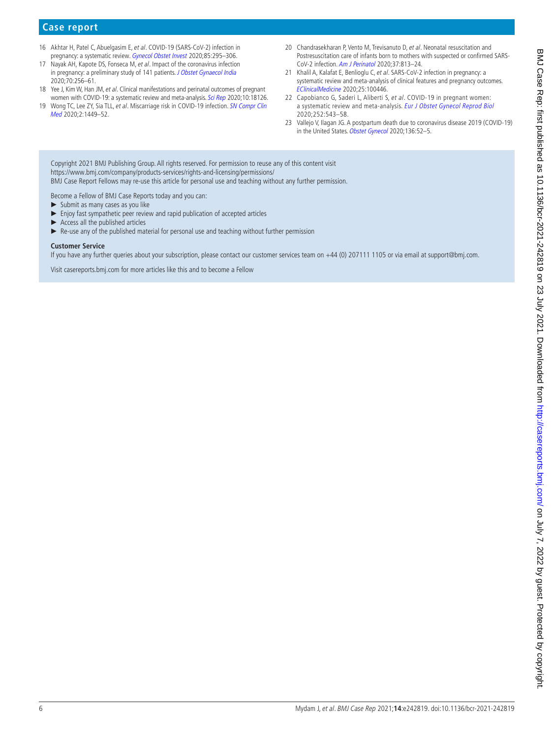16 Akhtar H, Patel C, Abuelgasim E, *et al*. COVID-19 (SARS-CoV-2) infection in pregnancy: a systematic review. *Gynecol Obstet Invest* 2020;85:295–306.

17 Nayak AH, Kapote DS, Fonseca M, *et al*. Impact of the coronavirus infection in pregnancy: a preliminary study of 141 patients. *J Obstet Gynaecol India* 2020;70:256–61.

18 Yee J, Kim W, Han JM, *et al*. Clinical manifestations and perinatal outcomes of pregnant women with COVID-19: a systematic review and meta-analysis. *Sci Rep* 2020;10:18126.

19 Wong TC, Lee ZY, Sia TLL, *et al*. Miscarriage risk in COVID-19 infection. *SN Compr Clin Med* 2020;2:1449–52.

20 Chandrasekharan P, Vento M, Trevisanuto D, *et al*. Neonatal resuscitation and Postresuscitation care of infants born to mothers with suspected or confirmed SARS-CoV-2 infection. *Am J Perinatol* 2020;37:813–24.

21 Khalil A, Kalafat E, Benlioglu C, *et al*. SARS-CoV-2 infection in pregnancy: a systematic review and meta-analysis of clinical features and pregnancy outcomes. *EClinicalMedicine* 2020;25:100446.

22 Capobianco G, Saderi L, Aliberti S, *et al*. COVID-19 in pregnant women: a systematic review and meta-analysis. *Eur J Obstet Gynecol Reprod Biol* 2020;252:543–58.

23 Vallejo V, Ilagan JG. A postpartum death due to coronavirus disease 2019 (COVID-19) in the United States. *Obstet Gynecol* 2020;136:52–5.

Copyright 2021 BMJ Publishing Group. All rights reserved. For permission to reuse any of this content visit
https://www.bmj.com/company/products-services/rights-and-licensing/permissions/
BMJ Case Report Fellows may re-use this article for personal use and teaching without any further permission.

Become a Fellow of BMJ Case Reports today and you can:

- Submit as many cases as you like
- Enjoy fast sympathetic peer review and rapid publication of accepted articles
- Access all the published articles
- Re-use any of the published material for personal use and teaching without further permission

**Customer Service**

If you have any further queries about your subscription, please contact our customer services team on +44 (0) 207111 1105 or via email at support@bmj.com.

Visit casereports.bmj.com for more articles like this and to become a Fellow